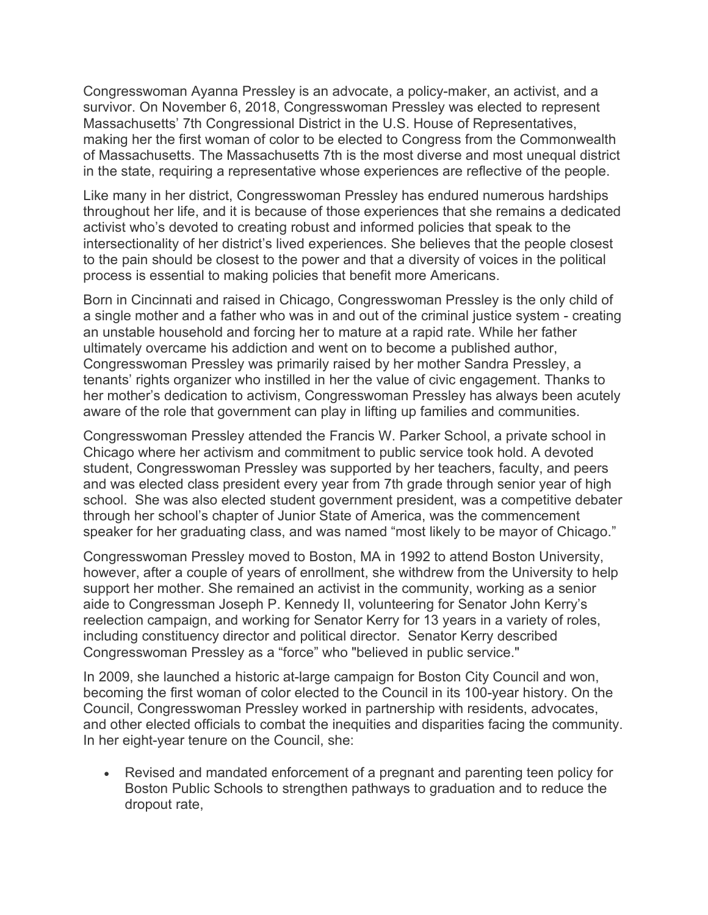Congresswoman Ayanna Pressley is an advocate, a policy-maker, an activist, and a survivor. On November 6, 2018, Congresswoman Pressley was elected to represent Massachusetts' 7th Congressional District in the U.S. House of Representatives, making her the first woman of color to be elected to Congress from the Commonwealth of Massachusetts. The Massachusetts 7th is the most diverse and most unequal district in the state, requiring a representative whose experiences are reflective of the people.

Like many in her district, Congresswoman Pressley has endured numerous hardships throughout her life, and it is because of those experiences that she remains a dedicated activist who's devoted to creating robust and informed policies that speak to the intersectionality of her district's lived experiences. She believes that the people closest to the pain should be closest to the power and that a diversity of voices in the political process is essential to making policies that benefit more Americans.

Born in Cincinnati and raised in Chicago, Congresswoman Pressley is the only child of a single mother and a father who was in and out of the criminal justice system - creating an unstable household and forcing her to mature at a rapid rate. While her father ultimately overcame his addiction and went on to become a published author, Congresswoman Pressley was primarily raised by her mother Sandra Pressley, a tenants' rights organizer who instilled in her the value of civic engagement. Thanks to her mother's dedication to activism, Congresswoman Pressley has always been acutely aware of the role that government can play in lifting up families and communities.

Congresswoman Pressley attended the Francis W. Parker School, a private school in Chicago where her activism and commitment to public service took hold. A devoted student, Congresswoman Pressley was supported by her teachers, faculty, and peers and was elected class president every year from 7th grade through senior year of high school. She was also elected student government president, was a competitive debater through her school's chapter of Junior State of America, was the commencement speaker for her graduating class, and was named "most likely to be mayor of Chicago."

Congresswoman Pressley moved to Boston, MA in 1992 to attend Boston University, however, after a couple of years of enrollment, she withdrew from the University to help support her mother. She remained an activist in the community, working as a senior aide to Congressman Joseph P. Kennedy II, volunteering for Senator John Kerry's reelection campaign, and working for Senator Kerry for 13 years in a variety of roles, including constituency director and political director. Senator Kerry described Congresswoman Pressley as a "force" who "believed in public service."

In 2009, she launched a historic at-large campaign for Boston City Council and won, becoming the first woman of color elected to the Council in its 100-year history. On the Council, Congresswoman Pressley worked in partnership with residents, advocates, and other elected officials to combat the inequities and disparities facing the community. In her eight-year tenure on the Council, she:

- Revised and mandated enforcement of a pregnant and parenting teen policy for Boston Public Schools to strengthen pathways to graduation and to reduce the dropout rate,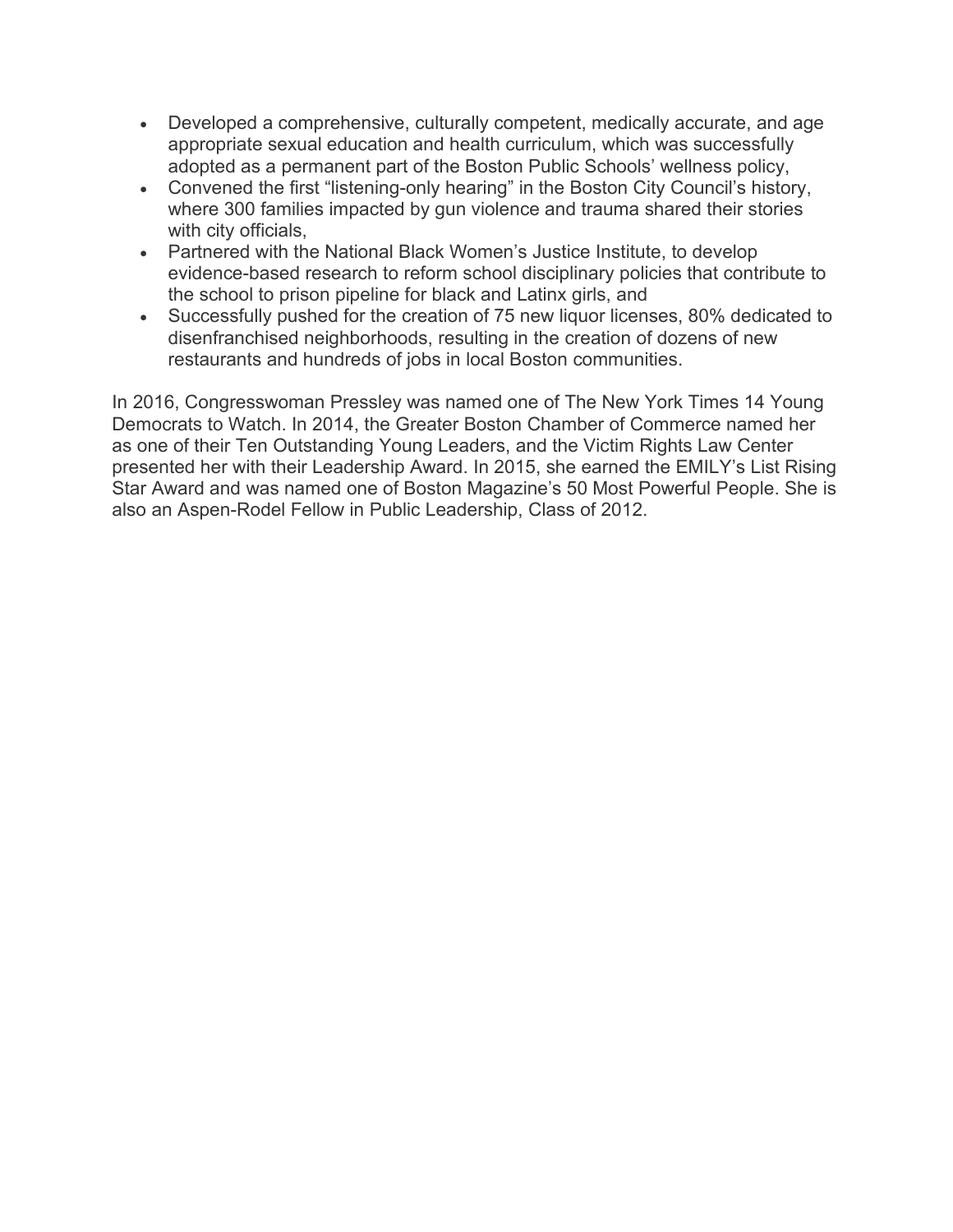- Developed a comprehensive, culturally competent, medically accurate, and age appropriate sexual education and health curriculum, which was successfully adopted as a permanent part of the Boston Public Schools' wellness policy,
- Convened the first "listening-only hearing" in the Boston City Council's history, where 300 families impacted by gun violence and trauma shared their stories with city officials,
- Partnered with the National Black Women's Justice Institute, to develop evidence-based research to reform school disciplinary policies that contribute to the school to prison pipeline for black and Latinx girls, and
- Successfully pushed for the creation of 75 new liquor licenses, 80% dedicated to disenfranchised neighborhoods, resulting in the creation of dozens of new restaurants and hundreds of jobs in local Boston communities.

In 2016, Congresswoman Pressley was named one of The New York Times 14 Young Democrats to Watch. In 2014, the Greater Boston Chamber of Commerce named her as one of their Ten Outstanding Young Leaders, and the Victim Rights Law Center presented her with their Leadership Award. In 2015, she earned the EMILY's List Rising Star Award and was named one of Boston Magazine's 50 Most Powerful People. She is also an Aspen-Rodel Fellow in Public Leadership, Class of 2012.